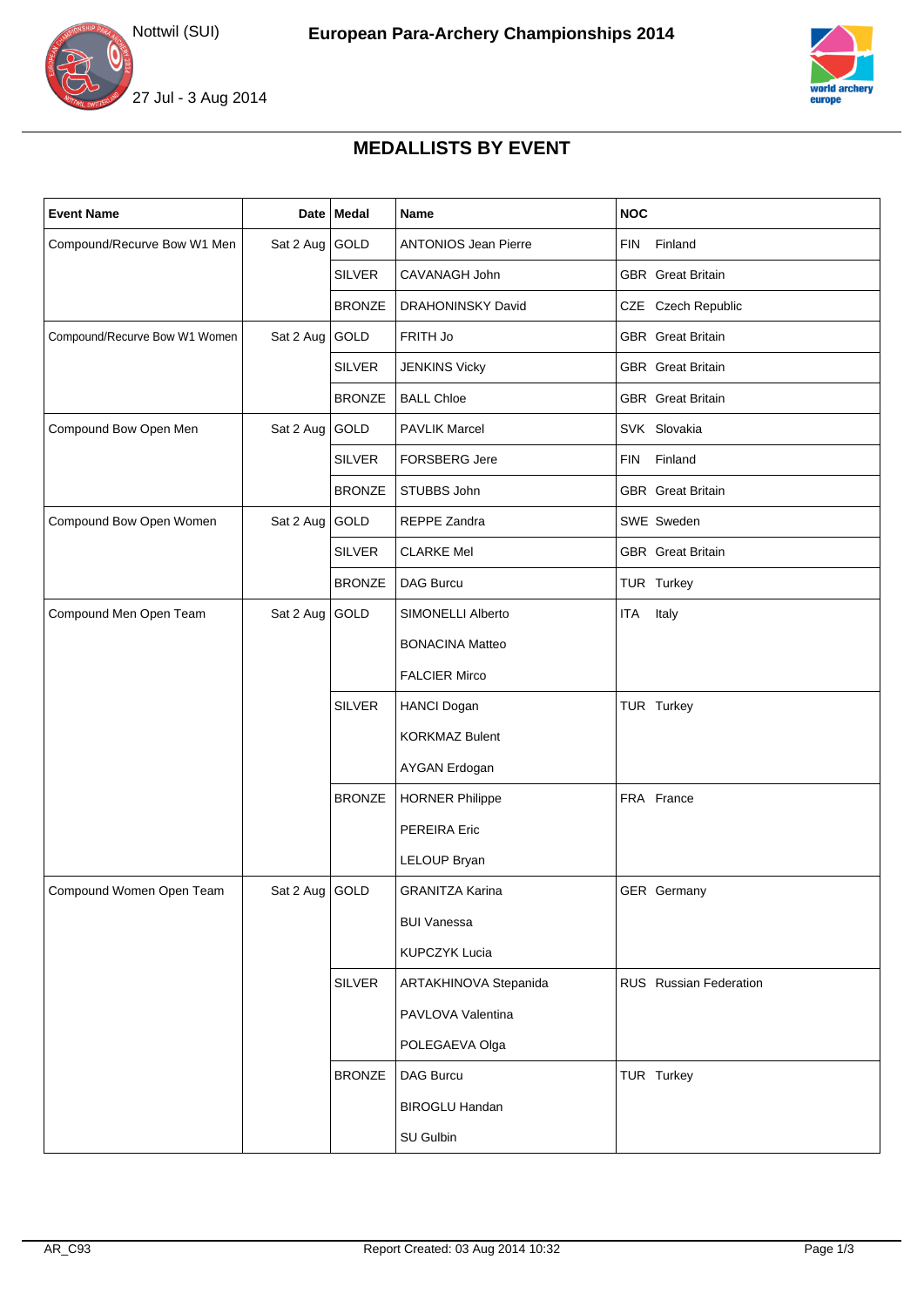Nottwil (SUI)

# European Para-Archery Championships 2014

27 Jul - 3 Aug 2014

## MEDALLISTS BY EVENT

| Event Name | Date | Medal | Name | NOC |
|---|---|---|---|---|
| Compound/Recurve Bow W1 Men | Sat 2 Aug | GOLD | ANTONIOS Jean Pierre | FIN Finland |
| | | SILVER | CAVANAGH John | GBR Great Britain |
| | | BRONZE | DRAHONINSKY David | CZE Czech Republic |
| Compound/Recurve Bow W1 Women | Sat 2 Aug | GOLD | FRITH Jo | GBR Great Britain |
| | | SILVER | JENKINS Vicky | GBR Great Britain |
| | | BRONZE | BALL Chloe | GBR Great Britain |
| Compound Bow Open Men | Sat 2 Aug | GOLD | PAVLIK Marcel | SVK Slovakia |
| | | SILVER | FORSBERG Jere | FIN Finland |
| | | BRONZE | STUBBS John | GBR Great Britain |
| Compound Bow Open Women | Sat 2 Aug | GOLD | REPPE Zandra | SWE Sweden |
| | | SILVER | CLARKE Mel | GBR Great Britain |
| | | BRONZE | DAG Burcu | TUR Turkey |
| Compound Men Open Team | Sat 2 Aug | GOLD | SIMONELLI Alberto | ITA Italy |
| | | | BONACINA Matteo | |
| | | | FALCIER Mirco | |
| | | SILVER | HANCI Dogan | TUR Turkey |
| | | | KORKMAZ Bulent | |
| | | | AYGAN Erdogan | |
| | | BRONZE | HORNER Philippe | FRA France |
| | | | PEREIRA Eric | |
| | | | LELOUP Bryan | |
| Compound Women Open Team | Sat 2 Aug | GOLD | GRANITZA Karina | GER Germany |
| | | | BUI Vanessa | |
| | | | KUPCZYK Lucia | |
| | | SILVER | ARTAKHINOVA Stepanida | RUS Russian Federation |
| | | | PAVLOVA Valentina | |
| | | | POLEGAEVA Olga | |
| | | BRONZE | DAG Burcu | TUR Turkey |
| | | | BIROGLU Handan | |
| | | | SU Gulbin | |

AR_C93 Report Created: 03 Aug 2014 10:32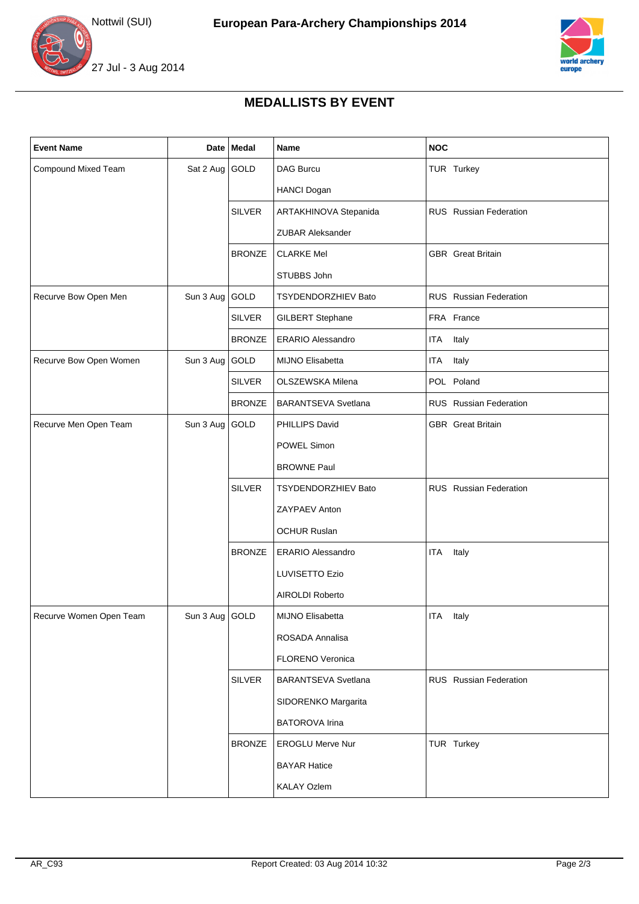## MEDALLISTS BY EVENT

| Event Name | Date | Medal | Name | NOC |
|---|---|---|---|---|
| Compound Mixed Team | Sat 2 Aug | GOLD | DAG Burcu | TUR Turkey |
| | | | HANCI Dogan | |
| | | SILVER | ARTAKHINOVA Stepanida | RUS Russian Federation |
| | | | ZUBAR Aleksander | |
| | | BRONZE | CLARKE Mel | GBR Great Britain |
| | | | STUBBS John | |
| Recurve Bow Open Men | Sun 3 Aug | GOLD | TSYDENDORZHIEV Bato | RUS Russian Federation |
| | | SILVER | GILBERT Stephane | FRA France |
| | | BRONZE | ERARIO Alessandro | ITA Italy |
| Recurve Bow Open Women | Sun 3 Aug | GOLD | MIJNO Elisabetta | ITA Italy |
| | | SILVER | OLSZEWSKA Milena | POL Poland |
| | | BRONZE | BARANTSEVA Svetlana | RUS Russian Federation |
| Recurve Men Open Team | Sun 3 Aug | GOLD | PHILLIPS David | GBR Great Britain |
| | | | POWEL Simon | |
| | | | BROWNE Paul | |
| | | SILVER | TSYDENDORZHIEV Bato | RUS Russian Federation |
| | | | ZAYPAEV Anton | |
| | | | OCHUR Ruslan | |
| | | BRONZE | ERARIO Alessandro | ITA Italy |
| | | | LUVISETTO Ezio | |
| | | | AIROLDI Roberto | |
| Recurve Women Open Team | Sun 3 Aug | GOLD | MIJNO Elisabetta | ITA Italy |
| | | | ROSADA Annalisa | |
| | | | FLORENO Veronica | |
| | | SILVER | BARANTSEVA Svetlana | RUS Russian Federation |
| | | | SIDORENKO Margarita | |
| | | | BATOROVA Irina | |
| | | BRONZE | EROGLU Merve Nur | TUR Turkey |
| | | | BAYAR Hatice | |
| | | | KALAY Ozlem | |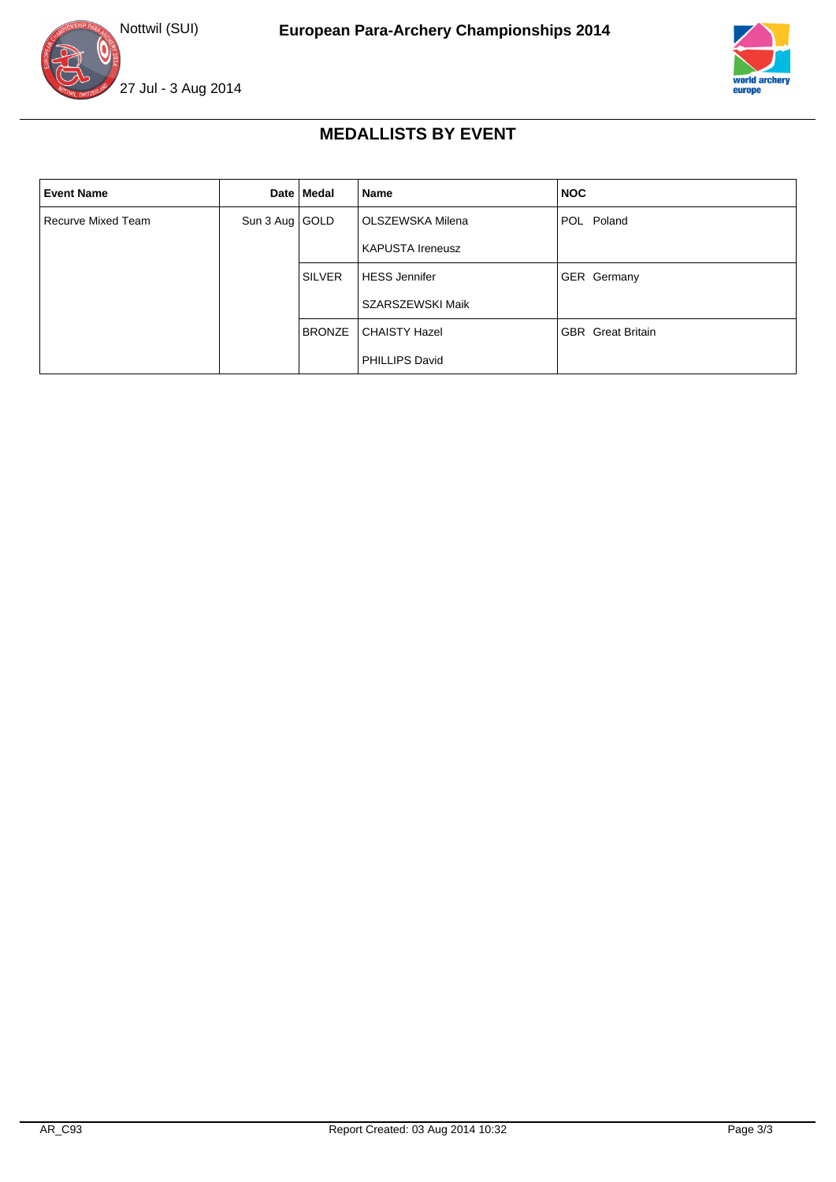# MEDALLISTS BY EVENT

| Event Name | Date | Medal | Name | NOC |
|---|---|---|---|---|
| Recurve Mixed Team | Sun 3 Aug | GOLD | OLSZEWSKA Milena | POL Poland |
| | | | KAPUSTA Ireneusz | |
| | | SILVER | HESS Jennifer | GER Germany |
| | | | SZARSZEWSKI Maik | |
| | | BRONZE | CHAISTY Hazel | GBR Great Britain |
| | | | PHILLIPS David | |